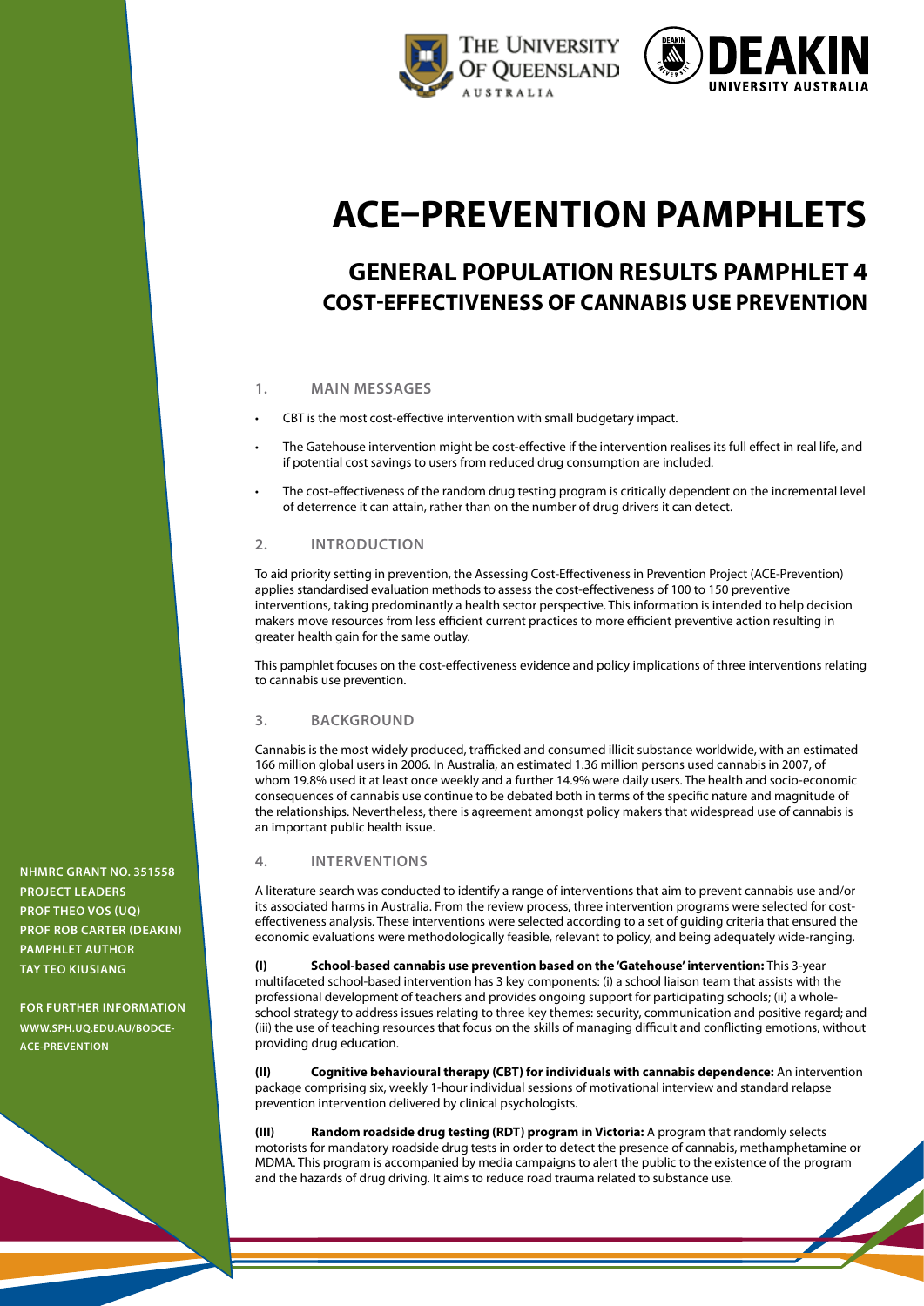# ACE–PREVENTION PAMPHLETS

## GENERAL POPULATION RESULTS PAMPHLET 4
## COST-EFFECTIVENESS OF CANNABIS USE PREVENTION

**NHMRC GRANT NO. 351558**
**PROJECT LEADERS**
**PROF THEO VOS (UQ)**
**PROF ROB CARTER (DEAKIN)**
**PAMPHLET AUTHOR**
**TAY TEO KIUSIANG**

**FOR FURTHER INFORMATION**
**WWW.SPH.UQ.EDU.AU/BODCE-ACE-PREVENTION**

### 1. MAIN MESSAGES

- CBT is the most cost-effective intervention with small budgetary impact.
- The Gatehouse intervention might be cost-effective if the intervention realises its full effect in real life, and if potential cost savings to users from reduced drug consumption are included.
- The cost-effectiveness of the random drug testing program is critically dependent on the incremental level of deterrence it can attain, rather than on the number of drug drivers it can detect.

### 2. INTRODUCTION

To aid priority setting in prevention, the Assessing Cost-Effectiveness in Prevention Project (ACE-Prevention) applies standardised evaluation methods to assess the cost-effectiveness of 100 to 150 preventive interventions, taking predominantly a health sector perspective. This information is intended to help decision makers move resources from less efficient current practices to more efficient preventive action resulting in greater health gain for the same outlay.

This pamphlet focuses on the cost-effectiveness evidence and policy implications of three interventions relating to cannabis use prevention.

### 3. BACKGROUND

Cannabis is the most widely produced, trafficked and consumed illicit substance worldwide, with an estimated 166 million global users in 2006. In Australia, an estimated 1.36 million persons used cannabis in 2007, of whom 19.8% used it at least once weekly and a further 14.9% were daily users. The health and socio-economic consequences of cannabis use continue to be debated both in terms of the specific nature and magnitude of the relationships. Nevertheless, there is agreement amongst policy makers that widespread use of cannabis is an important public health issue.

### 4. INTERVENTIONS

A literature search was conducted to identify a range of interventions that aim to prevent cannabis use and/or its associated harms in Australia. From the review process, three intervention programs were selected for cost-effectiveness analysis. These interventions were selected according to a set of guiding criteria that ensured the economic evaluations were methodologically feasible, relevant to policy, and being adequately wide-ranging.

**(I) School-based cannabis use prevention based on the 'Gatehouse' intervention:** This 3-year multifaceted school-based intervention has 3 key components: (i) a school liaison team that assists with the professional development of teachers and provides ongoing support for participating schools; (ii) a whole-school strategy to address issues relating to three key themes: security, communication and positive regard; and (iii) the use of teaching resources that focus on the skills of managing difficult and conflicting emotions, without providing drug education.

**(II) Cognitive behavioural therapy (CBT) for individuals with cannabis dependence:** An intervention package comprising six, weekly 1-hour individual sessions of motivational interview and standard relapse prevention intervention delivered by clinical psychologists.

**(III) Random roadside drug testing (RDT) program in Victoria:** A program that randomly selects motorists for mandatory roadside drug tests in order to detect the presence of cannabis, methamphetamine or MDMA. This program is accompanied by media campaigns to alert the public to the existence of the program and the hazards of drug driving. It aims to reduce road trauma related to substance use.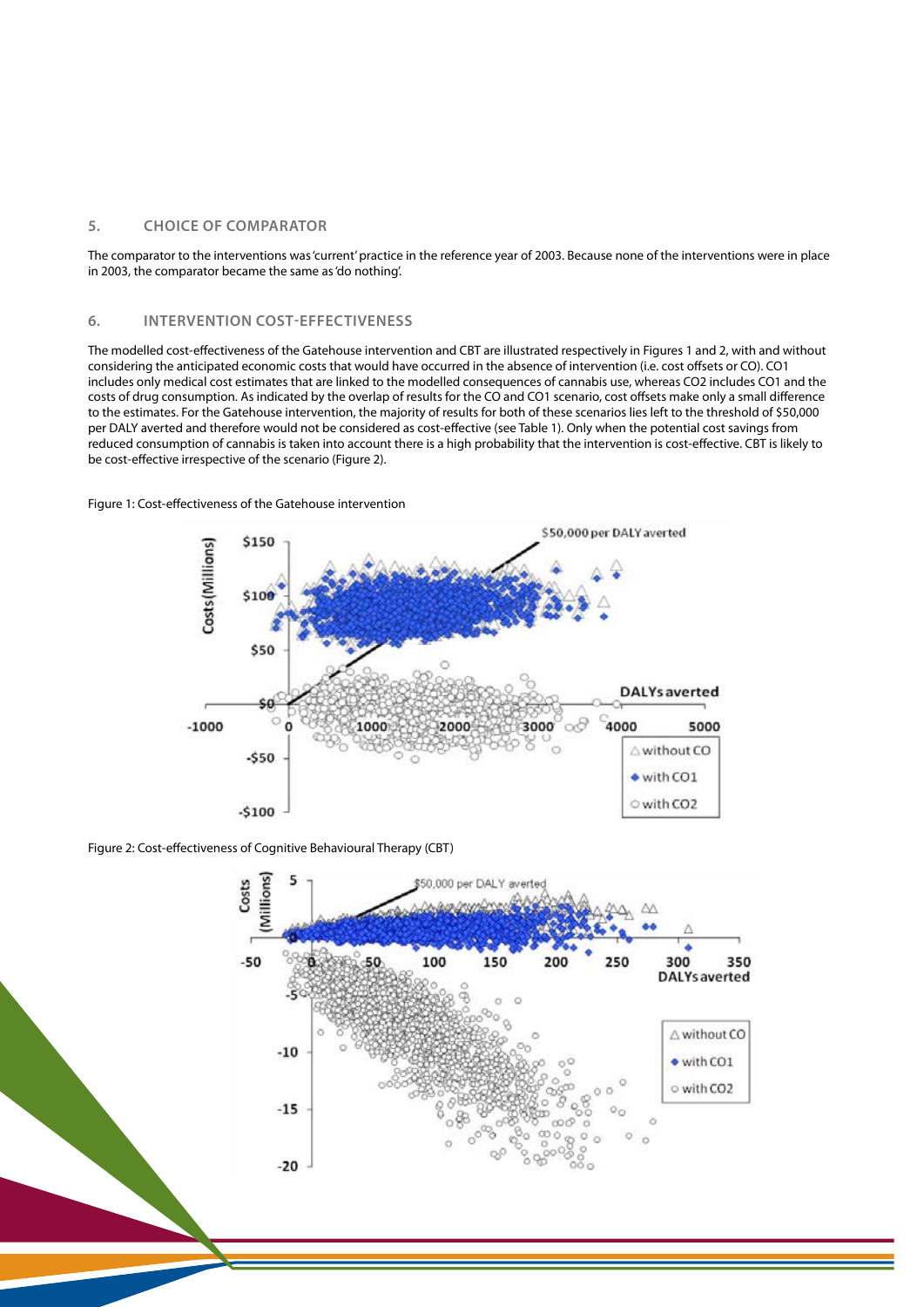## 5. CHOICE OF COMPARATOR

The comparator to the interventions was 'current' practice in the reference year of 2003. Because none of the interventions were in place in 2003, the comparator became the same as 'do nothing'.

## 6. INTERVENTION COST-EFFECTIVENESS

The modelled cost-effectiveness of the Gatehouse intervention and CBT are illustrated respectively in Figures 1 and 2, with and without considering the anticipated economic costs that would have occurred in the absence of intervention (i.e. cost offsets or CO). CO1 includes only medical cost estimates that are linked to the modelled consequences of cannabis use, whereas CO2 includes CO1 and the costs of drug consumption. As indicated by the overlap of results for the CO and CO1 scenario, cost offsets make only a small difference to the estimates. For the Gatehouse intervention, the majority of results for both of these scenarios lies left to the threshold of $50,000 per DALY averted and therefore would not be considered as cost-effective (see Table 1). Only when the potential cost savings from reduced consumption of cannabis is taken into account there is a high probability that the intervention is cost-effective. CBT is likely to be cost-effective irrespective of the scenario (Figure 2).

Figure 1: Cost-effectiveness of the Gatehouse intervention

Figure 2: Cost-effectiveness of Cognitive Behavioural Therapy (CBT)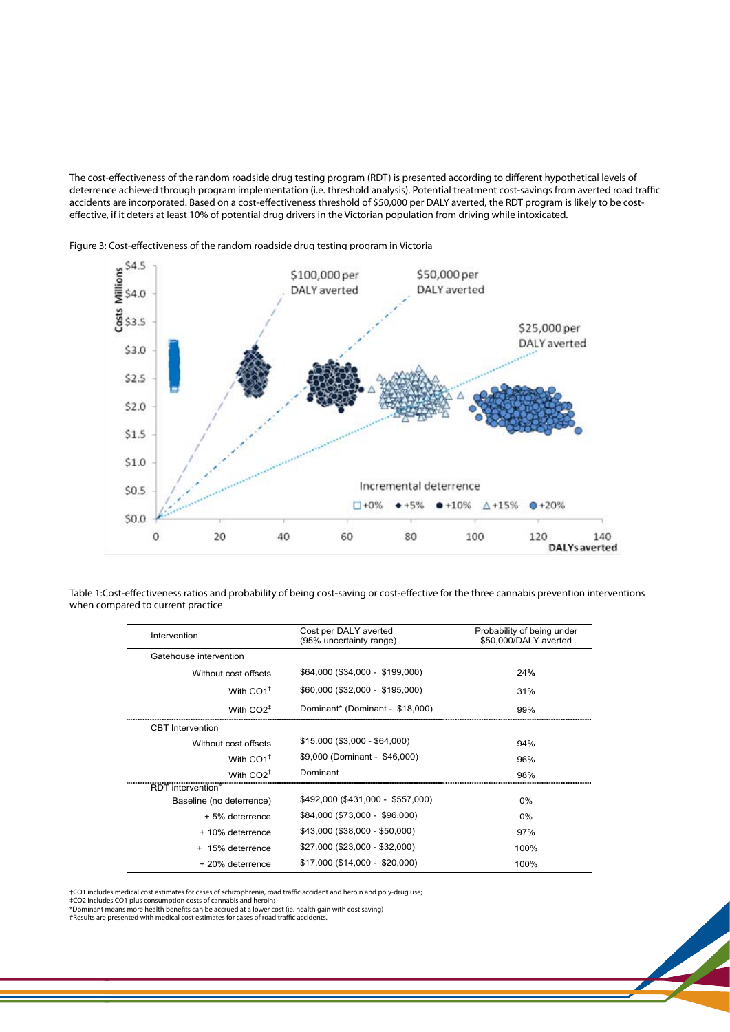The cost-effectiveness of the random roadside drug testing program (RDT) is presented according to different hypothetical levels of deterrence achieved through program implementation (i.e. threshold analysis). Potential treatment cost-savings from averted road traffic accidents are incorporated. Based on a cost-effectiveness threshold of $50,000 per DALY averted, the RDT program is likely to be cost-effective, if it deters at least 10% of potential drug drivers in the Victorian population from driving while intoxicated.

Figure 3: Cost-effectiveness of the random roadside drug testing program in Victoria

Table 1:Cost-effectiveness ratios and probability of being cost-saving or cost-effective for the three cannabis prevention interventions when compared to current practice

| Intervention | Cost per DALY averted (95% uncertainty range) | Probability of being under $50,000/DALY averted |
|---|---|---|
| Gatehouse intervention | | |
| Without cost offsets | $64,000 ($34,000 - $199,000) | 24% |
| With CO1† | $60,000 ($32,000 - $195,000) | 31% |
| With CO2‡ | Dominant* (Dominant - $18,000) | 99% |
| CBT Intervention | | |
| Without cost offsets | $15,000 ($3,000 - $64,000) | 94% |
| With CO1† | $9,000 (Dominant - $46,000) | 96% |
| With CO2‡ | Dominant | 98% |
| RDT intervention# | | |
| Baseline (no deterrence) | $492,000 ($431,000 - $557,000) | 0% |
| + 5% deterrence | $84,000 ($73,000 - $96,000) | 0% |
| + 10% deterrence | $43,000 ($38,000 - $50,000) | 97% |
| + 15% deterrence | $27,000 ($23,000 - $32,000) | 100% |
| + 20% deterrence | $17,000 ($14,000 - $20,000) | 100% |

†CO1 includes medical cost estimates for cases of schizophrenia, road traffic accident and heroin and poly-drug use;
‡CO2 includes CO1 plus consumption costs of cannabis and heroin;
*Dominant means more health benefits can be accrued at a lower cost (ie. health gain with cost saving)
#Results are presented with medical cost estimates for cases of road traffic accidents.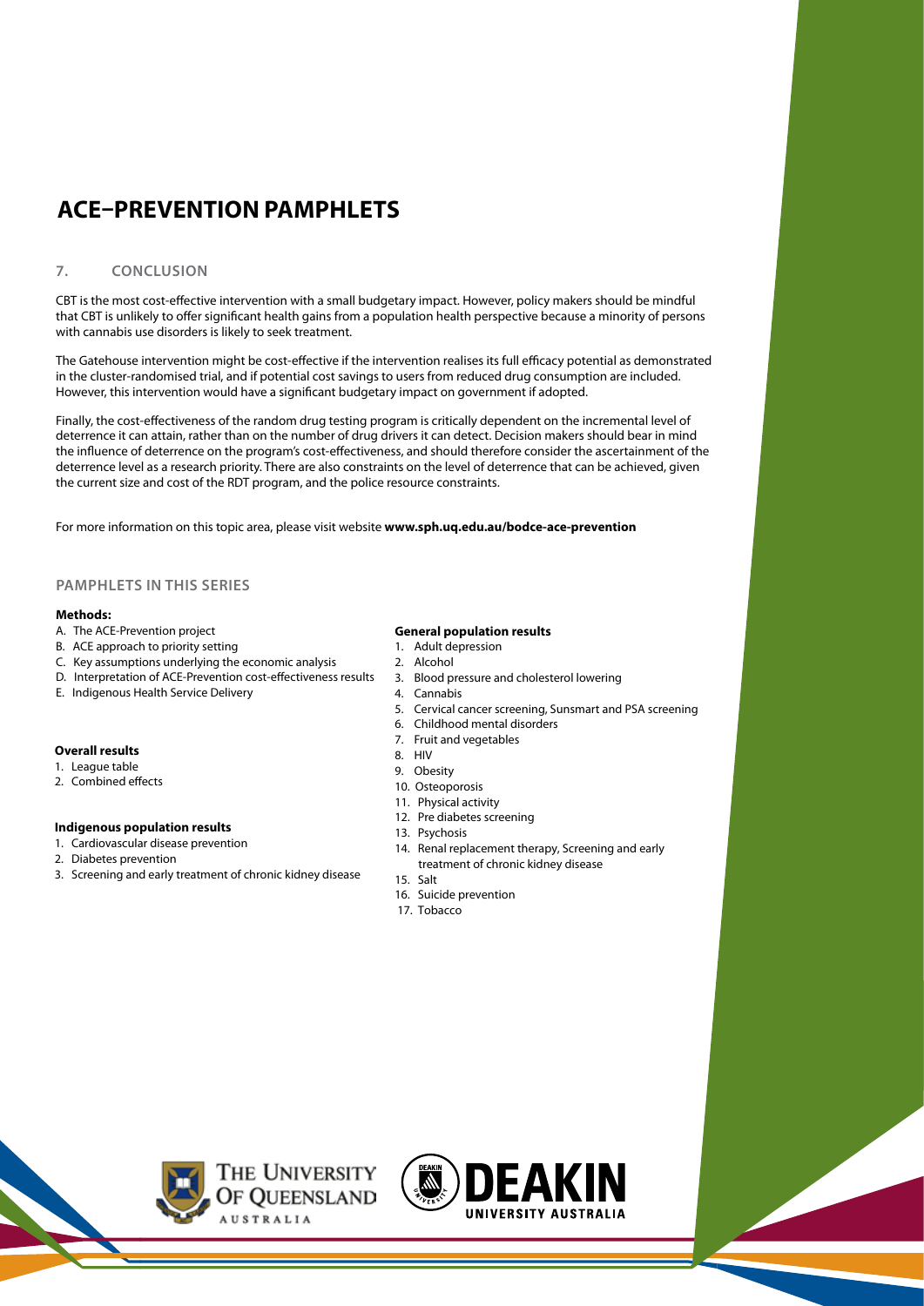# ACE–PREVENTION PAMPHLETS

## 7. CONCLUSION

CBT is the most cost-effective intervention with a small budgetary impact. However, policy makers should be mindful that CBT is unlikely to offer significant health gains from a population health perspective because a minority of persons with cannabis use disorders is likely to seek treatment.

The Gatehouse intervention might be cost-effective if the intervention realises its full efficacy potential as demonstrated in the cluster-randomised trial, and if potential cost savings to users from reduced drug consumption are included. However, this intervention would have a significant budgetary impact on government if adopted.

Finally, the cost-effectiveness of the random drug testing program is critically dependent on the incremental level of deterrence it can attain, rather than on the number of drug drivers it can detect. Decision makers should bear in mind the influence of deterrence on the program's cost-effectiveness, and should therefore consider the ascertainment of the deterrence level as a research priority. There are also constraints on the level of deterrence that can be achieved, given the current size and cost of the RDT program, and the police resource constraints.

For more information on this topic area, please visit website **www.sph.uq.edu.au/bodce-ace-prevention**

## PAMPHLETS IN THIS SERIES

**Methods:**

A. The ACE-Prevention project
B. ACE approach to priority setting
C. Key assumptions underlying the economic analysis
D. Interpretation of ACE-Prevention cost-effectiveness results
E. Indigenous Health Service Delivery

**Overall results**

1. League table
2. Combined effects

**Indigenous population results**

1. Cardiovascular disease prevention
2. Diabetes prevention
3. Screening and early treatment of chronic kidney disease

**General population results**

1. Adult depression
2. Alcohol
3. Blood pressure and cholesterol lowering
4. Cannabis
5. Cervical cancer screening, Sunsmart and PSA screening
6. Childhood mental disorders
7. Fruit and vegetables
8. HIV
9. Obesity
10. Osteoporosis
11. Physical activity
12. Pre diabetes screening
13. Psychosis
14. Renal replacement therapy, Screening and early treatment of chronic kidney disease
15. Salt
16. Suicide prevention
17. Tobacco

THE UNIVERSITY OF QUEENSLAND AUSTRALIA

DEAKIN UNIVERSITY AUSTRALIA